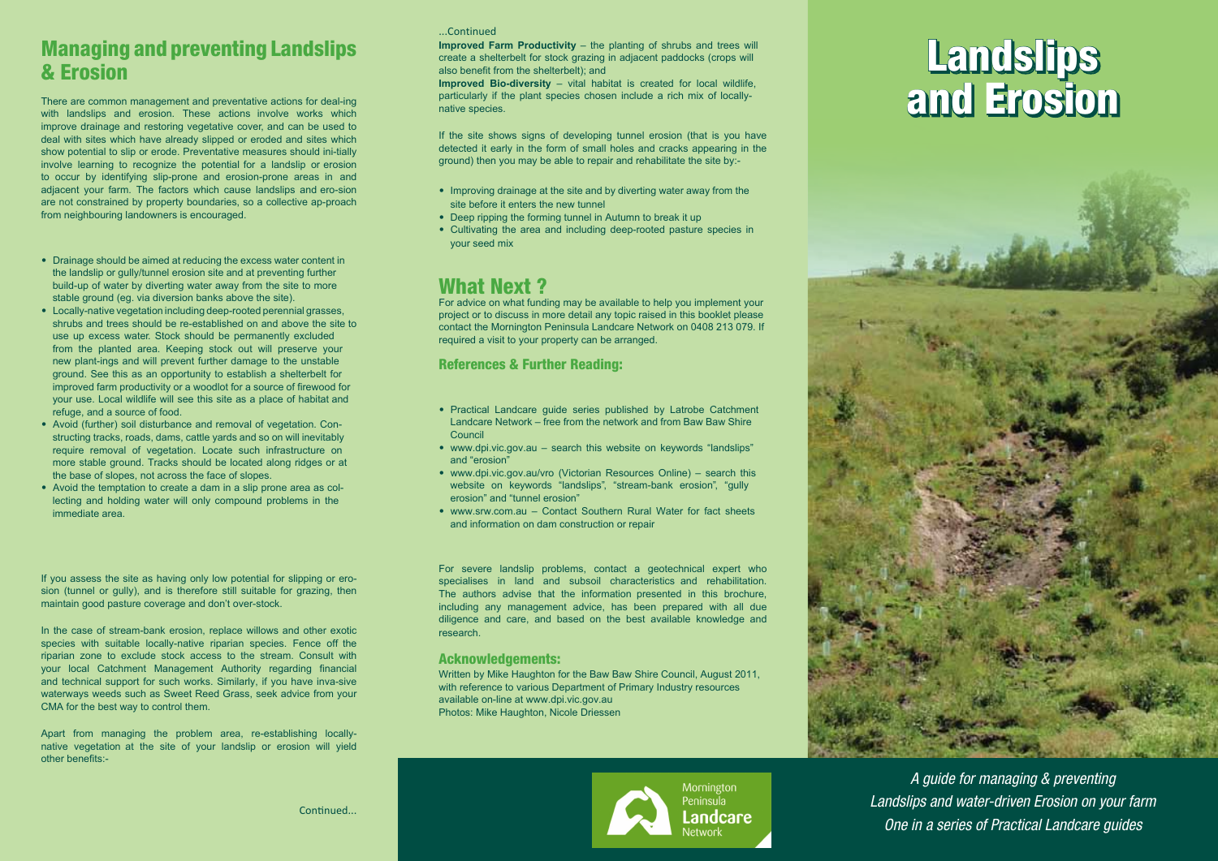## Managing and preventing Landslips & Erosion

There are common management and preventative actions for deal-ing with landslips and erosion. These actions involve works which improve drainage and restoring vegetative cover, and can be used to deal with sites which have already slipped or eroded and sites which show potential to slip or erode. Preventative measures should ini-tially involve learning to recognize the potential for a landslip or erosion to occur by identifying slip-prone and erosion-prone areas in and adjacent your farm. The factors which cause landslips and ero-sion are not constrained by property boundaries, so a collective ap-proach from neighbouring landowners is encouraged.

- Drainage should be aimed at reducing the excess water content in the landslip or gully/tunnel erosion site and at preventing further build-up of water by diverting water away from the site to more stable ground (eg. via diversion banks above the site).
- Locally-native vegetation including deep-rooted perennial grasses, shrubs and trees should be re-established on and above the site to use up excess water. Stock should be permanently excluded from the planted area. Keeping stock out will preserve your new plant-ings and will prevent further damage to the unstable ground. See this as an opportunity to establish a shelterbelt for improved farm productivity or a woodlot for a source of firewood for your use. Local wildlife will see this site as a place of habitat and refuge, and a source of food.
- Avoid (further) soil disturbance and removal of vegetation. Con-structing tracks, roads, dams, cattle yards and so on will inevitably require removal of vegetation. Locate such infrastructure on more stable ground. Tracks should be located along ridges or at the base of slopes, not across the face of slopes.
- Avoid the temptation to create a dam in a slip prone area as col-lecting and holding water will only compound problems in the immediate area.

If you assess the site as having only low potential for slipping or ero-sion (tunnel or gully), and is therefore still suitable for grazing, then maintain good pasture coverage and don't over-stock.

In the case of stream-bank erosion, replace willows and other exotic species with suitable locally-native riparian species. Fence off the riparian zone to exclude stock access to the stream. Consult with your local Catchment Management Authority regarding financial and technical support for such works. Similarly, if you have inva-sive waterways weeds such as Sweet Reed Grass, seek advice from your CMA for the best way to control them.

Apart from managing the problem area, re-establishing locally-native vegetation at the site of your landslip or erosion will yield other benefits:-

Continued...

...Continued

**Improved Farm Productivity** – the planting of shrubs and trees will create a shelterbelt for stock grazing in adjacent paddocks (crops will also benefit from the shelterbelt); and

**Improved Bio-diversity** – vital habitat is created for local wildlife, particularly if the plant species chosen include a rich mix of locally-native species.

If the site shows signs of developing tunnel erosion (that is you have detected it early in the form of small holes and cracks appearing in the ground) then you may be able to repair and rehabilitate the site by:-

- Improving drainage at the site and by diverting water away from the site before it enters the new tunnel
- Deep ripping the forming tunnel in Autumn to break it up
- Cultivating the area and including deep-rooted pasture species in your seed mix

## What Next ?

For advice on what funding may be available to help you implement your project or to discuss in more detail any topic raised in this booklet please contact the Mornington Peninsula Landcare Network on 0408 213 079. If required a visit to your property can be arranged.

### References & Further Reading:

- Practical Landcare guide series published by Latrobe Catchment Landcare Network – free from the network and from Baw Baw Shire Council
- www.dpi.vic.gov.au – search this website on keywords "landslips" and "erosion"
- www.dpi.vic.gov.au/vro (Victorian Resources Online) – search this website on keywords "landslips", "stream-bank erosion", "gully erosion" and "tunnel erosion"
- www.srw.com.au – Contact Southern Rural Water for fact sheets and information on dam construction or repair

For severe landslip problems, contact a geotechnical expert who specialises in land and subsoil characteristics and rehabilitation. The authors advise that the information presented in this brochure, including any management advice, has been prepared with all due diligence and care, and based on the best available knowledge and research.

### Acknowledgements:

Written by Mike Haughton for the Baw Baw Shire Council, August 2011, with reference to various Department of Primary Industry resources available on-line at www.dpi.vic.gov.au
Photos: Mike Haughton, Nicole Driessen

Mornington Peninsula **Landcare** Network

# Landslips and Erosion

*A guide for managing & preventing Landslips and water-driven Erosion on your farm*
*One in a series of Practical Landcare guides*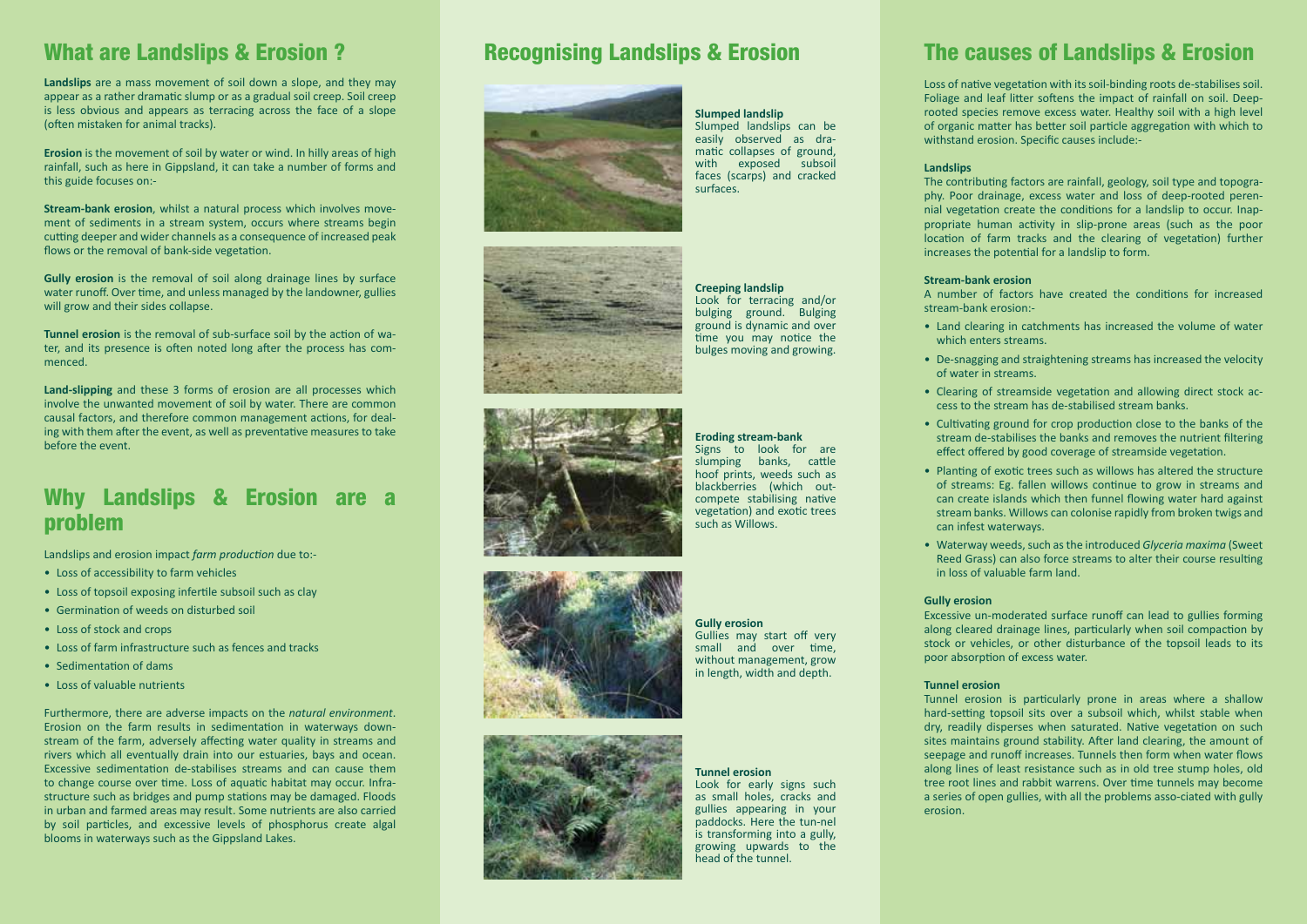## What are Landslips & Erosion ?

**Landslips** are a mass movement of soil down a slope, and they may appear as a rather dramatic slump or as a gradual soil creep. Soil creep is less obvious and appears as terracing across the face of a slope (often mistaken for animal tracks).

**Erosion** is the movement of soil by water or wind. In hilly areas of high rainfall, such as here in Gippsland, it can take a number of forms and this guide focuses on:-

**Stream-bank erosion**, whilst a natural process which involves movement of sediments in a stream system, occurs where streams begin cutting deeper and wider channels as a consequence of increased peak flows or the removal of bank-side vegetation.

**Gully erosion** is the removal of soil along drainage lines by surface water runoff. Over time, and unless managed by the landowner, gullies will grow and their sides collapse.

**Tunnel erosion** is the removal of sub-surface soil by the action of water, and its presence is often noted long after the process has commenced.

**Land-slipping** and these 3 forms of erosion are all processes which involve the unwanted movement of soil by water. There are common causal factors, and therefore common management actions, for dealing with them after the event, as well as preventative measures to take before the event.

## Why Landslips & Erosion are a problem

Landslips and erosion impact *farm production* due to:-

- Loss of accessibility to farm vehicles
- Loss of topsoil exposing infertile subsoil such as clay
- Germination of weeds on disturbed soil
- Loss of stock and crops
- Loss of farm infrastructure such as fences and tracks
- Sedimentation of dams
- Loss of valuable nutrients

Furthermore, there are adverse impacts on the *natural environment*. Erosion on the farm results in sedimentation in waterways downstream of the farm, adversely affecting water quality in streams and rivers which all eventually drain into our estuaries, bays and ocean. Excessive sedimentation de-stabilises streams and can cause them to change course over time. Loss of aquatic habitat may occur. Infrastructure such as bridges and pump stations may be damaged. Floods in urban and farmed areas may result. Some nutrients are also carried by soil particles, and excessive levels of phosphorus create algal blooms in waterways such as the Gippsland Lakes.

## Recognising Landslips & Erosion

**Slumped landslip**
Slumped landslips can be easily observed as dramatic collapses of ground, with exposed subsoil faces (scarps) and cracked surfaces.

**Creeping landslip**
Look for terracing and/or bulging ground. Bulging ground is dynamic and over time you may notice the bulges moving and growing.

**Eroding stream-bank**
Signs to look for are slumping banks, cattle hoof prints, weeds such as blackberries (which outcompete stabilising native vegetation) and exotic trees such as Willows.

**Gully erosion**
Gullies may start off very small and over time, without management, grow in length, width and depth.

**Tunnel erosion**
Look for early signs such as small holes, cracks and gullies appearing in your paddocks. Here the tun-nel is transforming into a gully, growing upwards to the head of the tunnel.

## The causes of Landslips & Erosion

Loss of native vegetation with its soil-binding roots de-stabilises soil. Foliage and leaf litter softens the impact of rainfall on soil. Deep-rooted species remove excess water. Healthy soil with a high level of organic matter has better soil particle aggregation with which to withstand erosion. Specific causes include:-

**Landslips**
The contributing factors are rainfall, geology, soil type and topography. Poor drainage, excess water and loss of deep-rooted perennial vegetation create the conditions for a landslip to occur. Inappropriate human activity in slip-prone areas (such as the poor location of farm tracks and the clearing of vegetation) further increases the potential for a landslip to form.

**Stream-bank erosion**
A number of factors have created the conditions for increased stream-bank erosion:-

- Land clearing in catchments has increased the volume of water which enters streams.
- De-snagging and straightening streams has increased the velocity of water in streams.
- Clearing of streamside vegetation and allowing direct stock access to the stream has de-stabilised stream banks.
- Cultivating ground for crop production close to the banks of the stream de-stabilises the banks and removes the nutrient filtering effect offered by good coverage of streamside vegetation.
- Planting of exotic trees such as willows has altered the structure of streams: Eg. fallen willows continue to grow in streams and can create islands which then funnel flowing water hard against stream banks. Willows can colonise rapidly from broken twigs and can infest waterways.
- Waterway weeds, such as the introduced *Glyceria maxima* (Sweet Reed Grass) can also force streams to alter their course resulting in loss of valuable farm land.

**Gully erosion**
Excessive un-moderated surface runoff can lead to gullies forming along cleared drainage lines, particularly when soil compaction by stock or vehicles, or other disturbance of the topsoil leads to its poor absorption of excess water.

**Tunnel erosion**
Tunnel erosion is particularly prone in areas where a shallow hard-setting topsoil sits over a subsoil which, whilst stable when dry, readily disperses when saturated. Native vegetation on such sites maintains ground stability. After land clearing, the amount of seepage and runoff increases. Tunnels then form when water flows along lines of least resistance such as in old tree stump holes, old tree root lines and rabbit warrens. Over time tunnels may become a series of open gullies, with all the problems asso-ciated with gully erosion.